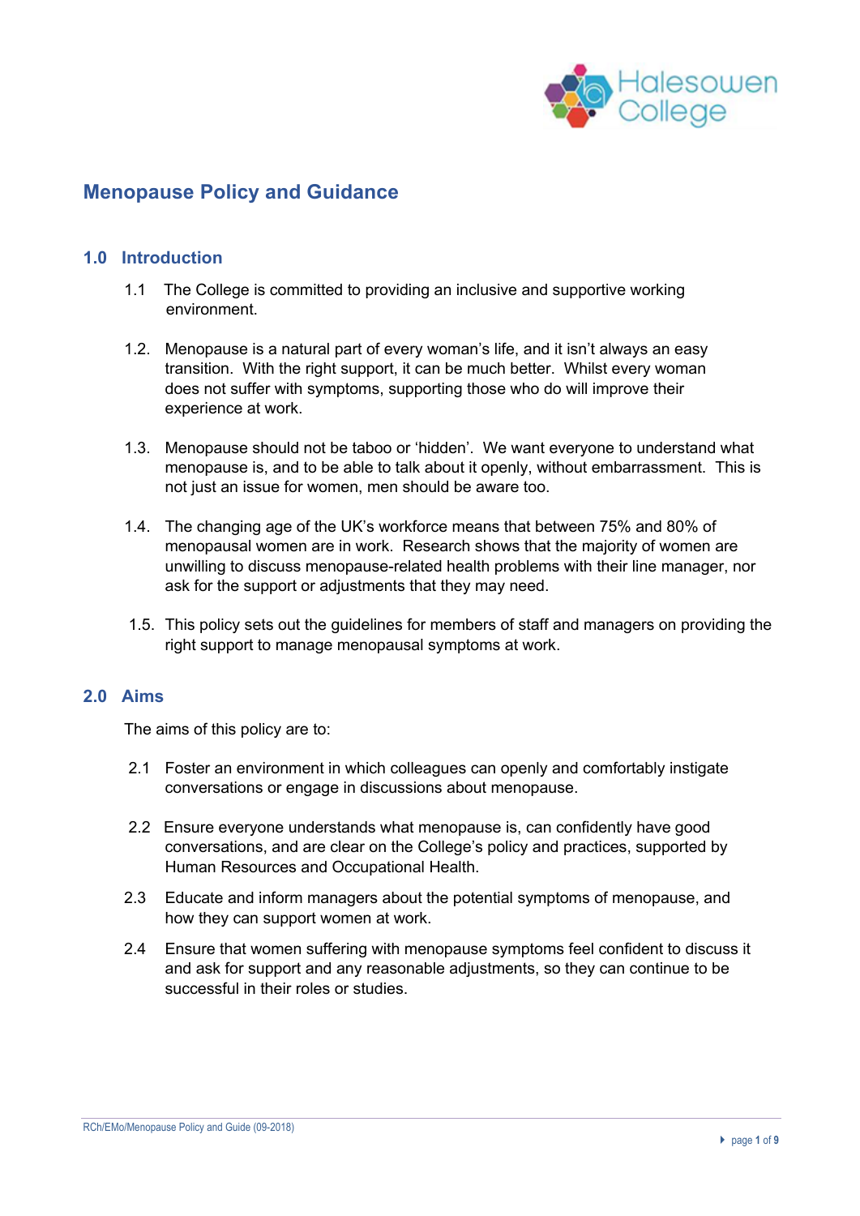# Menopause Policy and Guidance

## 1.0 Introduction

1.1 The College is committed to providing an inclusive and supportive working environment.

1.2. Menopause is a natural part of every woman's life, and it isn't always an easy transition. With the right support, it can be much better. Whilst every woman does not suffer with symptoms, supporting those who do will improve their experience at work.

1.3. Menopause should not be taboo or 'hidden'. We want everyone to understand what menopause is, and to be able to talk about it openly, without embarrassment. This is not just an issue for women, men should be aware too.

1.4. The changing age of the UK's workforce means that between 75% and 80% of menopausal women are in work. Research shows that the majority of women are unwilling to discuss menopause-related health problems with their line manager, nor ask for the support or adjustments that they may need.

1.5. This policy sets out the guidelines for members of staff and managers on providing the right support to manage menopausal symptoms at work.

## 2.0 Aims

The aims of this policy are to:

2.1 Foster an environment in which colleagues can openly and comfortably instigate conversations or engage in discussions about menopause.

2.2 Ensure everyone understands what menopause is, can confidently have good conversations, and are clear on the College's policy and practices, supported by Human Resources and Occupational Health.

2.3 Educate and inform managers about the potential symptoms of menopause, and how they can support women at work.

2.4 Ensure that women suffering with menopause symptoms feel confident to discuss it and ask for support and any reasonable adjustments, so they can continue to be successful in their roles or studies.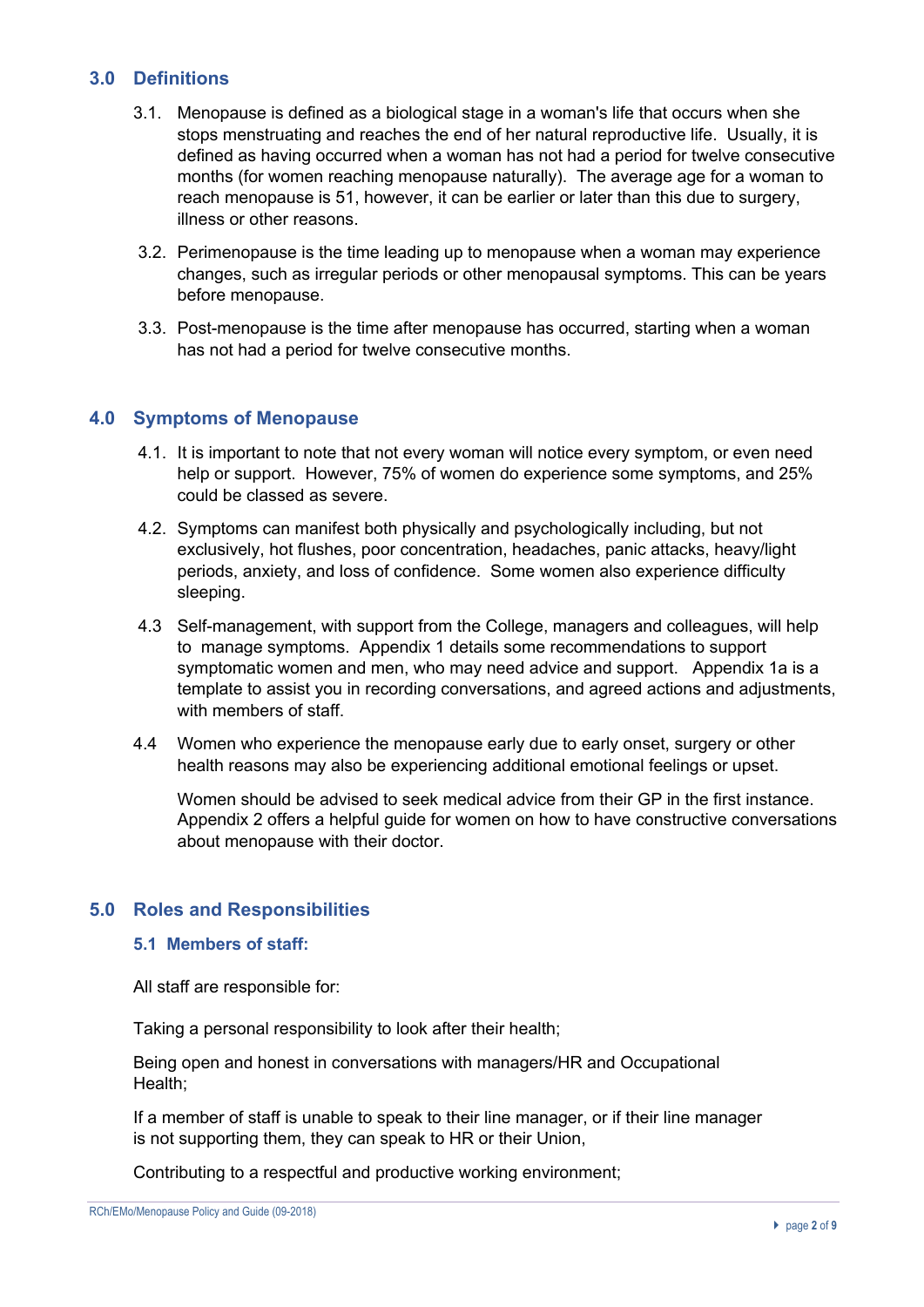## 3.0 Definitions

3.1. Menopause is defined as a biological stage in a woman's life that occurs when she stops menstruating and reaches the end of her natural reproductive life. Usually, it is defined as having occurred when a woman has not had a period for twelve consecutive months (for women reaching menopause naturally). The average age for a woman to reach menopause is 51, however, it can be earlier or later than this due to surgery, illness or other reasons.

3.2. Perimenopause is the time leading up to menopause when a woman may experience changes, such as irregular periods or other menopausal symptoms. This can be years before menopause.

3.3. Post-menopause is the time after menopause has occurred, starting when a woman has not had a period for twelve consecutive months.

## 4.0 Symptoms of Menopause

4.1. It is important to note that not every woman will notice every symptom, or even need help or support. However, 75% of women do experience some symptoms, and 25% could be classed as severe.

4.2. Symptoms can manifest both physically and psychologically including, but not exclusively, hot flushes, poor concentration, headaches, panic attacks, heavy/light periods, anxiety, and loss of confidence. Some women also experience difficulty sleeping.

4.3 Self-management, with support from the College, managers and colleagues, will help to manage symptoms. Appendix 1 details some recommendations to support symptomatic women and men, who may need advice and support. Appendix 1a is a template to assist you in recording conversations, and agreed actions and adjustments, with members of staff.

4.4 Women who experience the menopause early due to early onset, surgery or other health reasons may also be experiencing additional emotional feelings or upset.

Women should be advised to seek medical advice from their GP in the first instance. Appendix 2 offers a helpful guide for women on how to have constructive conversations about menopause with their doctor.

## 5.0 Roles and Responsibilities

### 5.1 Members of staff:

All staff are responsible for:

Taking a personal responsibility to look after their health;

Being open and honest in conversations with managers/HR and Occupational Health;

If a member of staff is unable to speak to their line manager, or if their line manager is not supporting them, they can speak to HR or their Union,

Contributing to a respectful and productive working environment;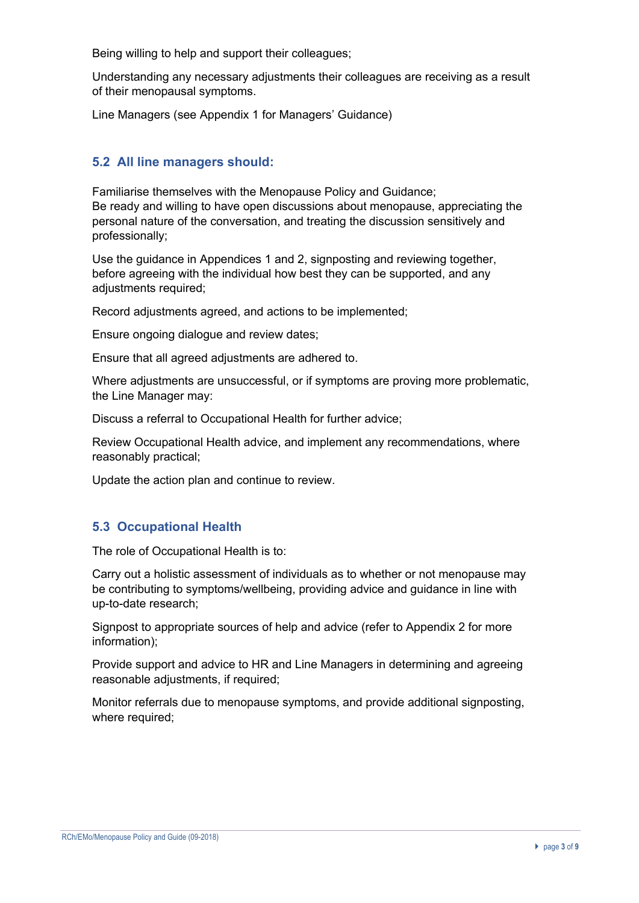Being willing to help and support their colleagues;

Understanding any necessary adjustments their colleagues are receiving as a result of their menopausal symptoms.

Line Managers (see Appendix 1 for Managers' Guidance)

### 5.2 All line managers should:

Familiarise themselves with the Menopause Policy and Guidance;
Be ready and willing to have open discussions about menopause, appreciating the personal nature of the conversation, and treating the discussion sensitively and professionally;

Use the guidance in Appendices 1 and 2, signposting and reviewing together, before agreeing with the individual how best they can be supported, and any adjustments required;

Record adjustments agreed, and actions to be implemented;

Ensure ongoing dialogue and review dates;

Ensure that all agreed adjustments are adhered to.

Where adjustments are unsuccessful, or if symptoms are proving more problematic, the Line Manager may:

Discuss a referral to Occupational Health for further advice;

Review Occupational Health advice, and implement any recommendations, where reasonably practical;

Update the action plan and continue to review.

### 5.3 Occupational Health

The role of Occupational Health is to:

Carry out a holistic assessment of individuals as to whether or not menopause may be contributing to symptoms/wellbeing, providing advice and guidance in line with up-to-date research;

Signpost to appropriate sources of help and advice (refer to Appendix 2 for more information);

Provide support and advice to HR and Line Managers in determining and agreeing reasonable adjustments, if required;

Monitor referrals due to menopause symptoms, and provide additional signposting, where required;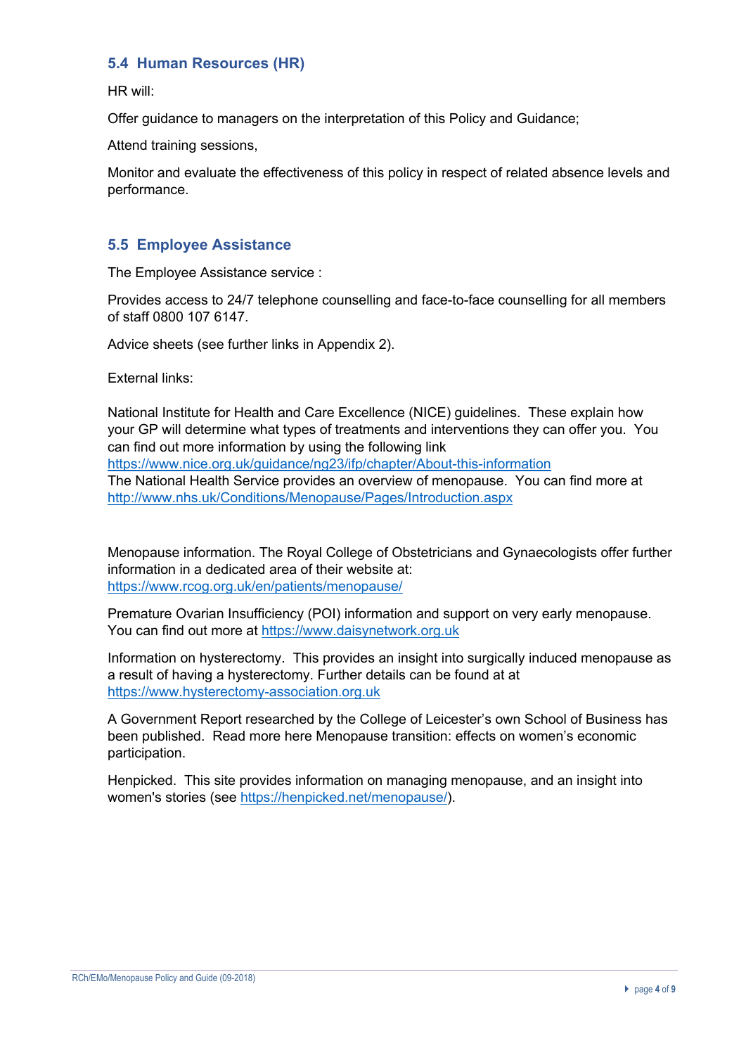### 5.4 Human Resources (HR)

HR will:

Offer guidance to managers on the interpretation of this Policy and Guidance;

Attend training sessions,

Monitor and evaluate the effectiveness of this policy in respect of related absence levels and performance.

### 5.5 Employee Assistance

The Employee Assistance service :

Provides access to 24/7 telephone counselling and face-to-face counselling for all members of staff 0800 107 6147.

Advice sheets (see further links in Appendix 2).

External links:

National Institute for Health and Care Excellence (NICE) guidelines. These explain how your GP will determine what types of treatments and interventions they can offer you. You can find out more information by using the following link https://www.nice.org.uk/guidance/ng23/ifp/chapter/About-this-information
The National Health Service provides an overview of menopause. You can find more at http://www.nhs.uk/Conditions/Menopause/Pages/Introduction.aspx

Menopause information. The Royal College of Obstetricians and Gynaecologists offer further information in a dedicated area of their website at: https://www.rcog.org.uk/en/patients/menopause/

Premature Ovarian Insufficiency (POI) information and support on very early menopause. You can find out more at https://www.daisynetwork.org.uk

Information on hysterectomy. This provides an insight into surgically induced menopause as a result of having a hysterectomy. Further details can be found at at https://www.hysterectomy-association.org.uk

A Government Report researched by the College of Leicester's own School of Business has been published. Read more here Menopause transition: effects on women's economic participation.

Henpicked. This site provides information on managing menopause, and an insight into women's stories (see https://henpicked.net/menopause/).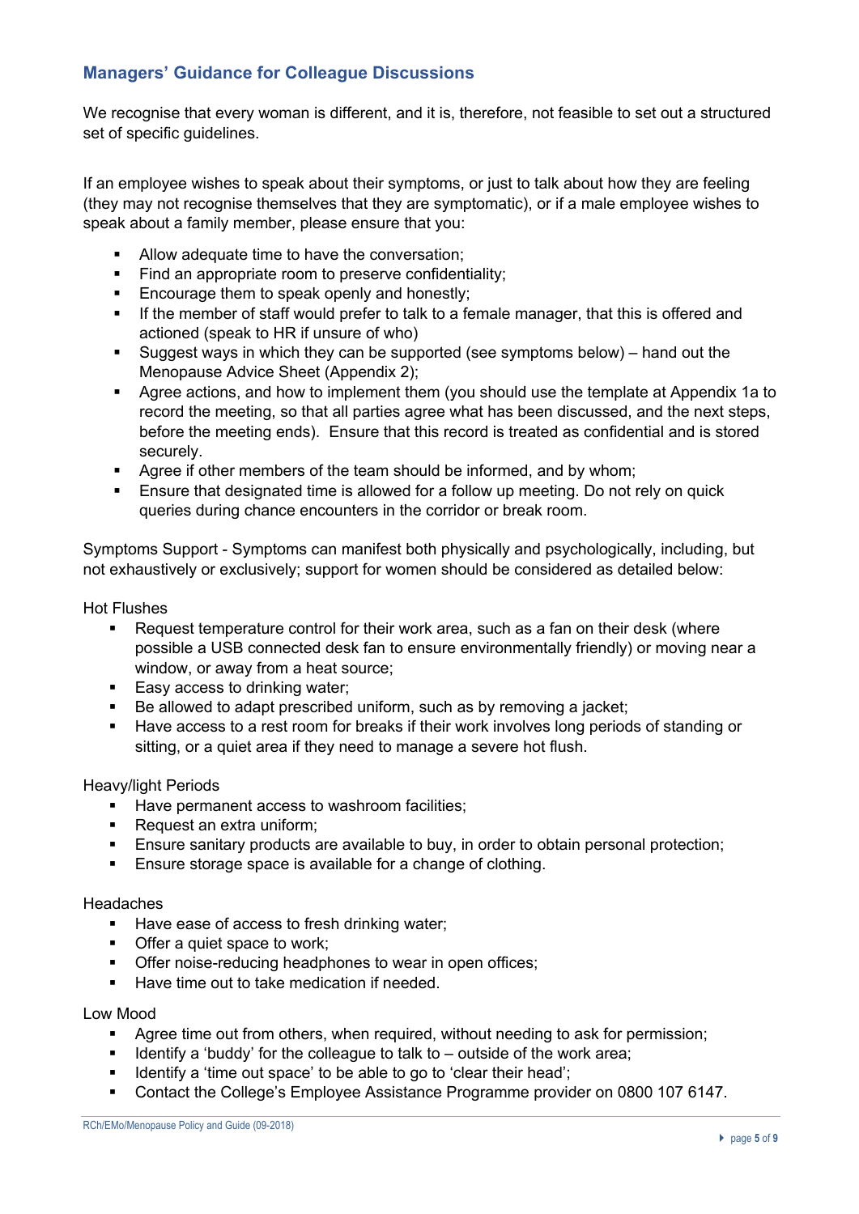## Managers' Guidance for Colleague Discussions

We recognise that every woman is different, and it is, therefore, not feasible to set out a structured set of specific guidelines.

If an employee wishes to speak about their symptoms, or just to talk about how they are feeling (they may not recognise themselves that they are symptomatic), or if a male employee wishes to speak about a family member, please ensure that you:

- Allow adequate time to have the conversation;
- Find an appropriate room to preserve confidentiality;
- Encourage them to speak openly and honestly;
- If the member of staff would prefer to talk to a female manager, that this is offered and actioned (speak to HR if unsure of who)
- Suggest ways in which they can be supported (see symptoms below) – hand out the Menopause Advice Sheet (Appendix 2);
- Agree actions, and how to implement them (you should use the template at Appendix 1a to record the meeting, so that all parties agree what has been discussed, and the next steps, before the meeting ends). Ensure that this record is treated as confidential and is stored securely.
- Agree if other members of the team should be informed, and by whom;
- Ensure that designated time is allowed for a follow up meeting. Do not rely on quick queries during chance encounters in the corridor or break room.

Symptoms Support - Symptoms can manifest both physically and psychologically, including, but not exhaustively or exclusively; support for women should be considered as detailed below:

Hot Flushes

- Request temperature control for their work area, such as a fan on their desk (where possible a USB connected desk fan to ensure environmentally friendly) or moving near a window, or away from a heat source;
- Easy access to drinking water;
- Be allowed to adapt prescribed uniform, such as by removing a jacket;
- Have access to a rest room for breaks if their work involves long periods of standing or sitting, or a quiet area if they need to manage a severe hot flush.

Heavy/light Periods

- Have permanent access to washroom facilities;
- Request an extra uniform;
- Ensure sanitary products are available to buy, in order to obtain personal protection;
- Ensure storage space is available for a change of clothing.

Headaches

- Have ease of access to fresh drinking water;
- Offer a quiet space to work;
- Offer noise-reducing headphones to wear in open offices;
- Have time out to take medication if needed.

Low Mood

- Agree time out from others, when required, without needing to ask for permission;
- Identify a 'buddy' for the colleague to talk to – outside of the work area;
- Identify a 'time out space' to be able to go to 'clear their head';
- Contact the College's Employee Assistance Programme provider on 0800 107 6147.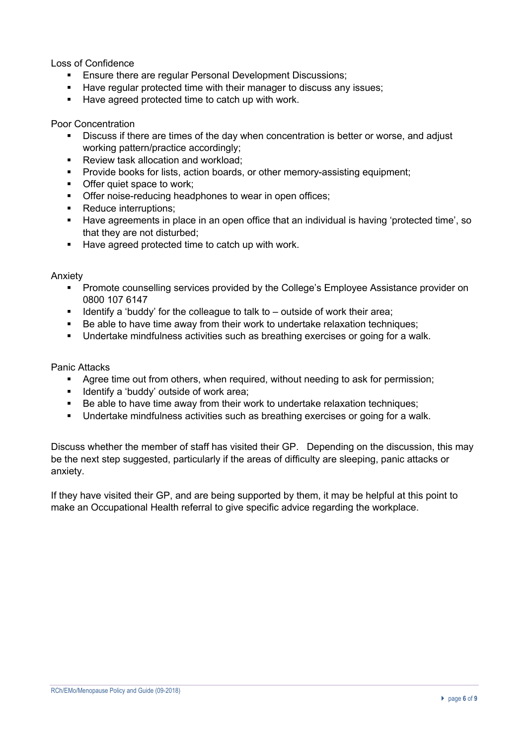Loss of Confidence

- Ensure there are regular Personal Development Discussions;
- Have regular protected time with their manager to discuss any issues;
- Have agreed protected time to catch up with work.

Poor Concentration

- Discuss if there are times of the day when concentration is better or worse, and adjust working pattern/practice accordingly;
- Review task allocation and workload;
- Provide books for lists, action boards, or other memory-assisting equipment;
- Offer quiet space to work;
- Offer noise-reducing headphones to wear in open offices;
- Reduce interruptions;
- Have agreements in place in an open office that an individual is having 'protected time', so that they are not disturbed;
- Have agreed protected time to catch up with work.

Anxiety

- Promote counselling services provided by the College's Employee Assistance provider on 0800 107 6147
- Identify a 'buddy' for the colleague to talk to – outside of work their area;
- Be able to have time away from their work to undertake relaxation techniques;
- Undertake mindfulness activities such as breathing exercises or going for a walk.

Panic Attacks

- Agree time out from others, when required, without needing to ask for permission;
- Identify a 'buddy' outside of work area;
- Be able to have time away from their work to undertake relaxation techniques;
- Undertake mindfulness activities such as breathing exercises or going for a walk.

Discuss whether the member of staff has visited their GP. Depending on the discussion, this may be the next step suggested, particularly if the areas of difficulty are sleeping, panic attacks or anxiety.

If they have visited their GP, and are being supported by them, it may be helpful at this point to make an Occupational Health referral to give specific advice regarding the workplace.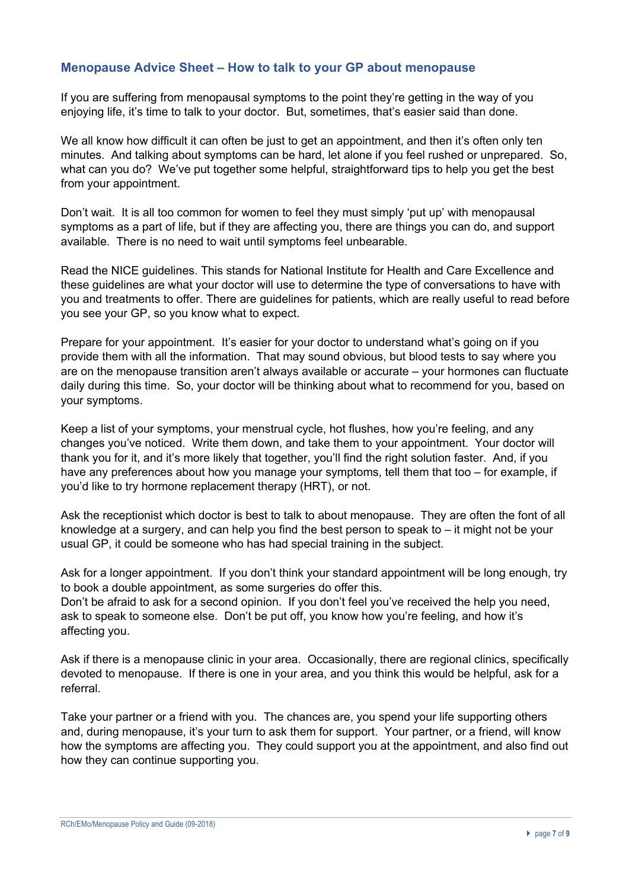## Menopause Advice Sheet – How to talk to your GP about menopause

If you are suffering from menopausal symptoms to the point they're getting in the way of you enjoying life, it's time to talk to your doctor. But, sometimes, that's easier said than done.

We all know how difficult it can often be just to get an appointment, and then it's often only ten minutes. And talking about symptoms can be hard, let alone if you feel rushed or unprepared. So, what can you do? We've put together some helpful, straightforward tips to help you get the best from your appointment.

Don't wait. It is all too common for women to feel they must simply 'put up' with menopausal symptoms as a part of life, but if they are affecting you, there are things you can do, and support available. There is no need to wait until symptoms feel unbearable.

Read the NICE guidelines. This stands for National Institute for Health and Care Excellence and these guidelines are what your doctor will use to determine the type of conversations to have with you and treatments to offer. There are guidelines for patients, which are really useful to read before you see your GP, so you know what to expect.

Prepare for your appointment. It's easier for your doctor to understand what's going on if you provide them with all the information. That may sound obvious, but blood tests to say where you are on the menopause transition aren't always available or accurate – your hormones can fluctuate daily during this time. So, your doctor will be thinking about what to recommend for you, based on your symptoms.

Keep a list of your symptoms, your menstrual cycle, hot flushes, how you're feeling, and any changes you've noticed. Write them down, and take them to your appointment. Your doctor will thank you for it, and it's more likely that together, you'll find the right solution faster. And, if you have any preferences about how you manage your symptoms, tell them that too – for example, if you'd like to try hormone replacement therapy (HRT), or not.

Ask the receptionist which doctor is best to talk to about menopause. They are often the font of all knowledge at a surgery, and can help you find the best person to speak to – it might not be your usual GP, it could be someone who has had special training in the subject.

Ask for a longer appointment. If you don't think your standard appointment will be long enough, try to book a double appointment, as some surgeries do offer this.
Don't be afraid to ask for a second opinion. If you don't feel you've received the help you need, ask to speak to someone else. Don't be put off, you know how you're feeling, and how it's affecting you.

Ask if there is a menopause clinic in your area. Occasionally, there are regional clinics, specifically devoted to menopause. If there is one in your area, and you think this would be helpful, ask for a referral.

Take your partner or a friend with you. The chances are, you spend your life supporting others and, during menopause, it's your turn to ask them for support. Your partner, or a friend, will know how the symptoms are affecting you. They could support you at the appointment, and also find out how they can continue supporting you.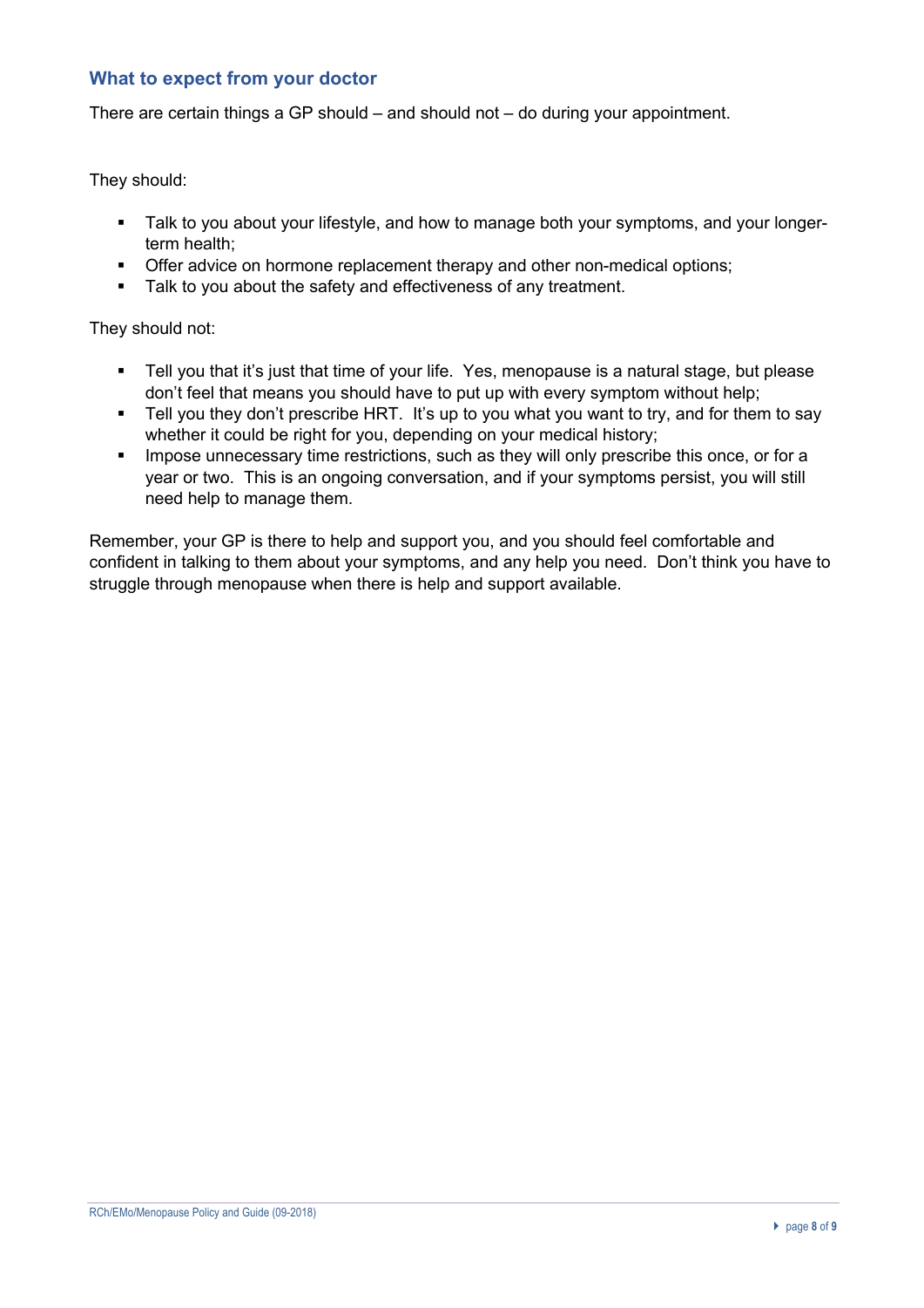## What to expect from your doctor

There are certain things a GP should – and should not – do during your appointment.

They should:

- Talk to you about your lifestyle, and how to manage both your symptoms, and your longer-term health;
- Offer advice on hormone replacement therapy and other non-medical options;
- Talk to you about the safety and effectiveness of any treatment.

They should not:

- Tell you that it's just that time of your life. Yes, menopause is a natural stage, but please don't feel that means you should have to put up with every symptom without help;
- Tell you they don't prescribe HRT. It's up to you what you want to try, and for them to say whether it could be right for you, depending on your medical history;
- Impose unnecessary time restrictions, such as they will only prescribe this once, or for a year or two. This is an ongoing conversation, and if your symptoms persist, you will still need help to manage them.

Remember, your GP is there to help and support you, and you should feel comfortable and confident in talking to them about your symptoms, and any help you need. Don't think you have to struggle through menopause when there is help and support available.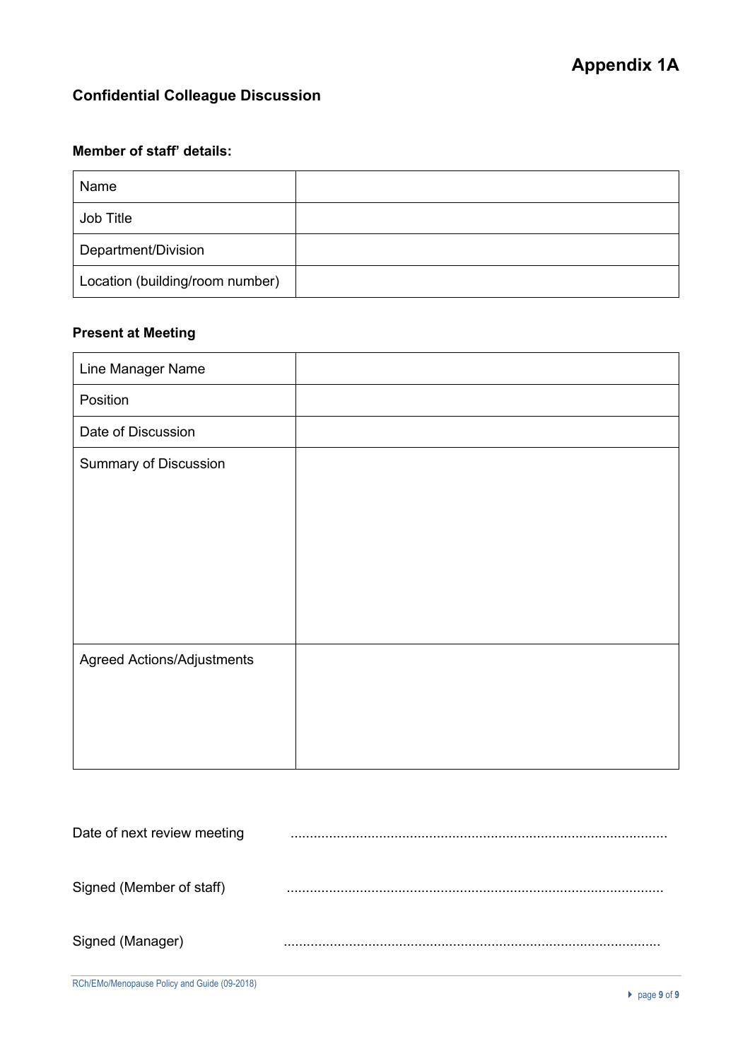# Appendix 1A

## Confidential Colleague Discussion

**Member of staff' details:**

| | |
|---|---|
| Name | |
| Job Title | |
| Department/Division | |
| Location (building/room number) | |

**Present at Meeting**

| | |
|---|---|
| Line Manager Name | |
| Position | |
| Date of Discussion | |
| Summary of Discussion | |
| Agreed Actions/Adjustments | |

Date of next review meeting ..................................................................................................

Signed (Member of staff) ..................................................................................................

Signed (Manager) ..................................................................................................

RCh/EMo/Menopause Policy and Guide (09-2018)